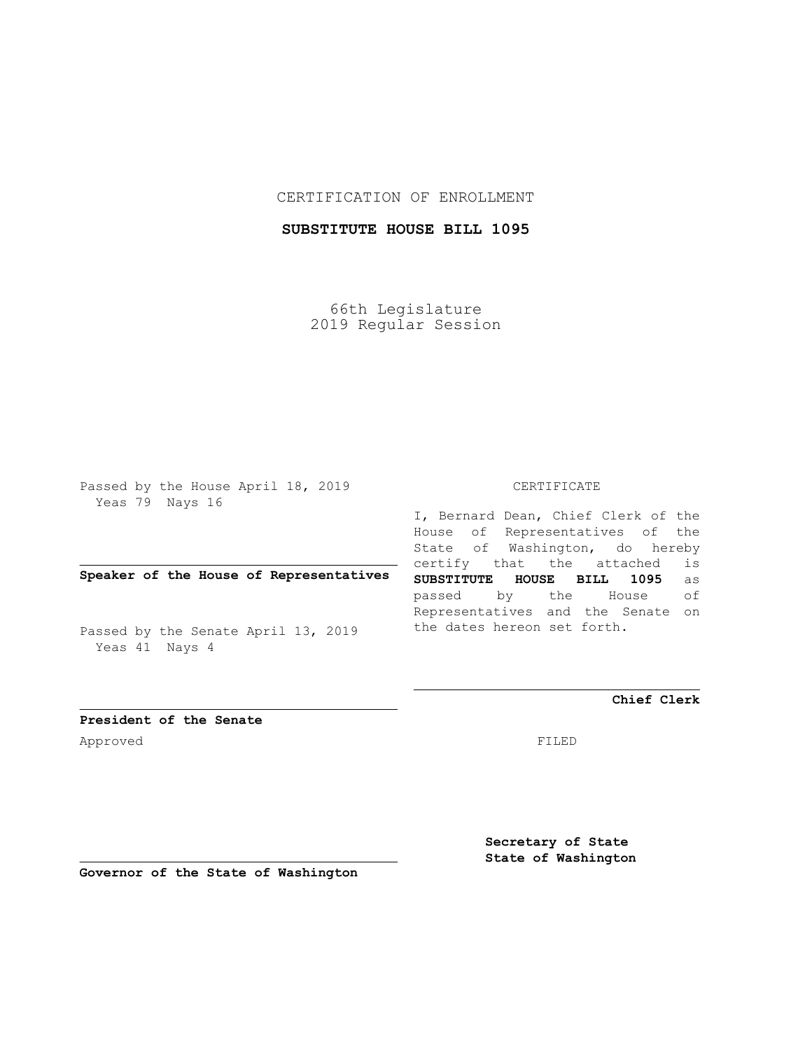CERTIFICATION OF ENROLLMENT

**SUBSTITUTE HOUSE BILL 1095**

66th Legislature
2019 Regular Session

Passed by the House April 18, 2019
Yeas 79 Nays 16

**Speaker of the House of Representatives**

Passed by the Senate April 13, 2019
Yeas 41 Nays 4

**President of the Senate**

Approved

**Governor of the State of Washington**

CERTIFICATE

I, Bernard Dean, Chief Clerk of the House of Representatives of the State of Washington, do hereby certify that the attached is **SUBSTITUTE HOUSE BILL 1095** as passed by the House of Representatives and the Senate on the dates hereon set forth.

**Chief Clerk**

FILED

**Secretary of State**
**State of Washington**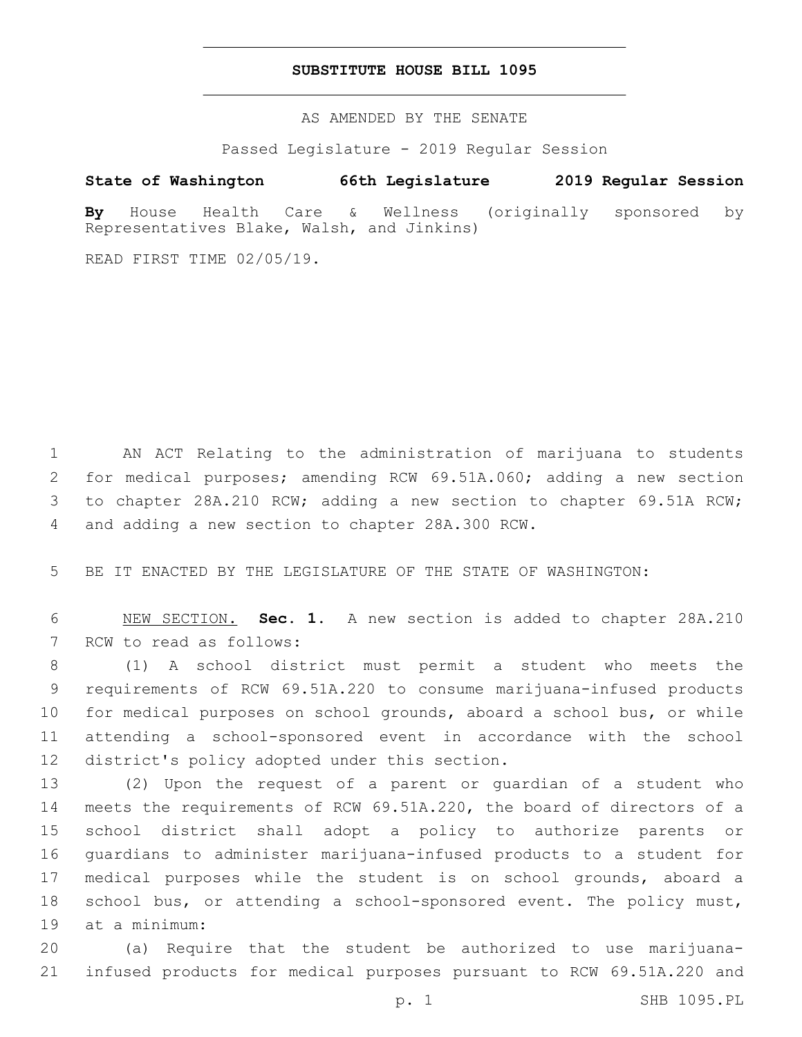# SUBSTITUTE HOUSE BILL 1095

AS AMENDED BY THE SENATE

Passed Legislature - 2019 Regular Session

**State of Washington 66th Legislature 2019 Regular Session**

**By** House Health Care & Wellness (originally sponsored by Representatives Blake, Walsh, and Jinkins)

READ FIRST TIME 02/05/19.

AN ACT Relating to the administration of marijuana to students for medical purposes; amending RCW 69.51A.060; adding a new section to chapter 28A.210 RCW; adding a new section to chapter 69.51A RCW; and adding a new section to chapter 28A.300 RCW.

BE IT ENACTED BY THE LEGISLATURE OF THE STATE OF WASHINGTON:

NEW SECTION. **Sec. 1.** A new section is added to chapter 28A.210 RCW to read as follows:

(1) A school district must permit a student who meets the requirements of RCW 69.51A.220 to consume marijuana-infused products for medical purposes on school grounds, aboard a school bus, or while attending a school-sponsored event in accordance with the school district's policy adopted under this section.

(2) Upon the request of a parent or guardian of a student who meets the requirements of RCW 69.51A.220, the board of directors of a school district shall adopt a policy to authorize parents or guardians to administer marijuana-infused products to a student for medical purposes while the student is on school grounds, aboard a school bus, or attending a school-sponsored event. The policy must, at a minimum:

(a) Require that the student be authorized to use marijuana-infused products for medical purposes pursuant to RCW 69.51A.220 and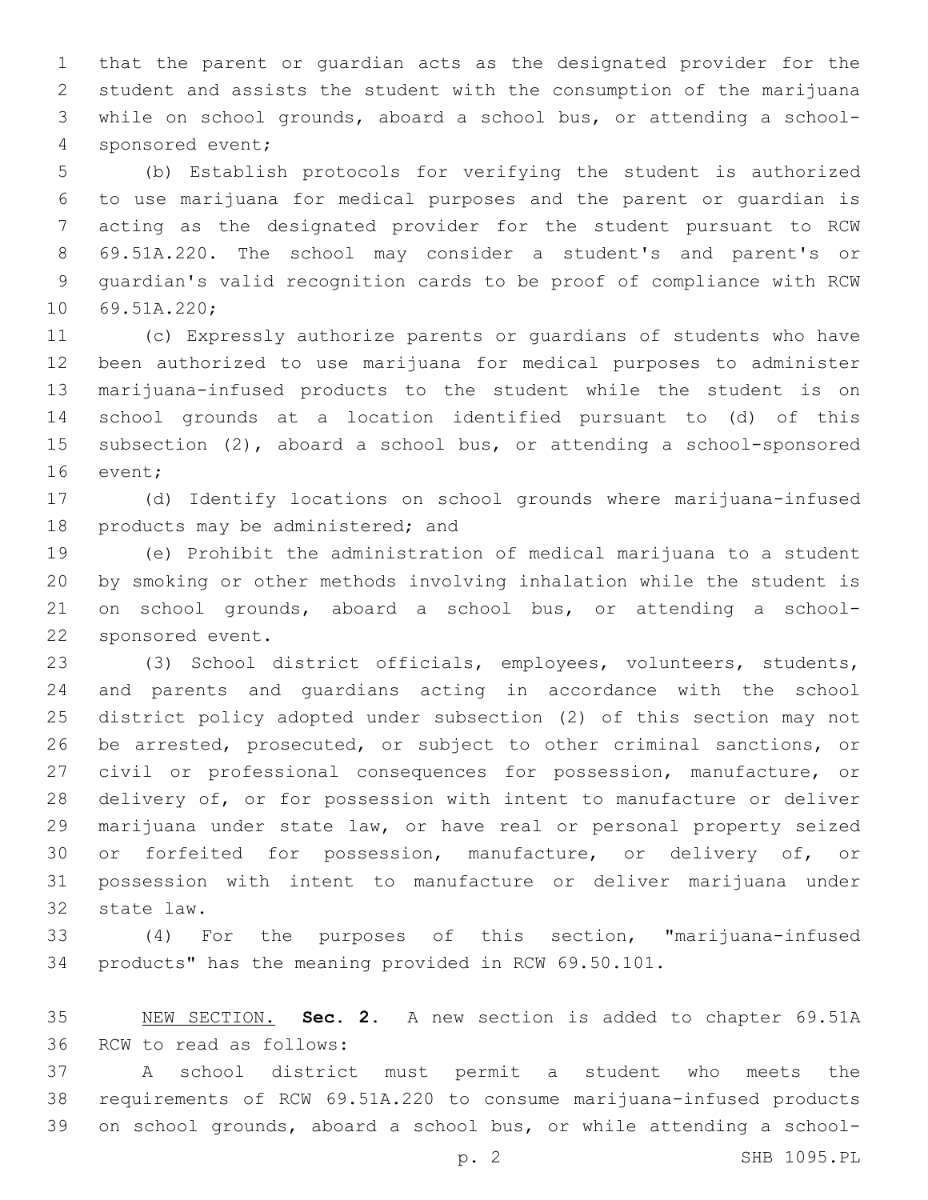that the parent or guardian acts as the designated provider for the student and assists the student with the consumption of the marijuana while on school grounds, aboard a school bus, or attending a school-sponsored event;

(b) Establish protocols for verifying the student is authorized to use marijuana for medical purposes and the parent or guardian is acting as the designated provider for the student pursuant to RCW 69.51A.220. The school may consider a student's and parent's or guardian's valid recognition cards to be proof of compliance with RCW 69.51A.220;

(c) Expressly authorize parents or guardians of students who have been authorized to use marijuana for medical purposes to administer marijuana-infused products to the student while the student is on school grounds at a location identified pursuant to (d) of this subsection (2), aboard a school bus, or attending a school-sponsored event;

(d) Identify locations on school grounds where marijuana-infused products may be administered; and

(e) Prohibit the administration of medical marijuana to a student by smoking or other methods involving inhalation while the student is on school grounds, aboard a school bus, or attending a school-sponsored event.

(3) School district officials, employees, volunteers, students, and parents and guardians acting in accordance with the school district policy adopted under subsection (2) of this section may not be arrested, prosecuted, or subject to other criminal sanctions, or civil or professional consequences for possession, manufacture, or delivery of, or for possession with intent to manufacture or deliver marijuana under state law, or have real or personal property seized or forfeited for possession, manufacture, or delivery of, or possession with intent to manufacture or deliver marijuana under state law.

(4) For the purposes of this section, "marijuana-infused products" has the meaning provided in RCW 69.50.101.

NEW SECTION. **Sec. 2.** A new section is added to chapter 69.51A RCW to read as follows:

A school district must permit a student who meets the requirements of RCW 69.51A.220 to consume marijuana-infused products on school grounds, aboard a school bus, or while attending a school-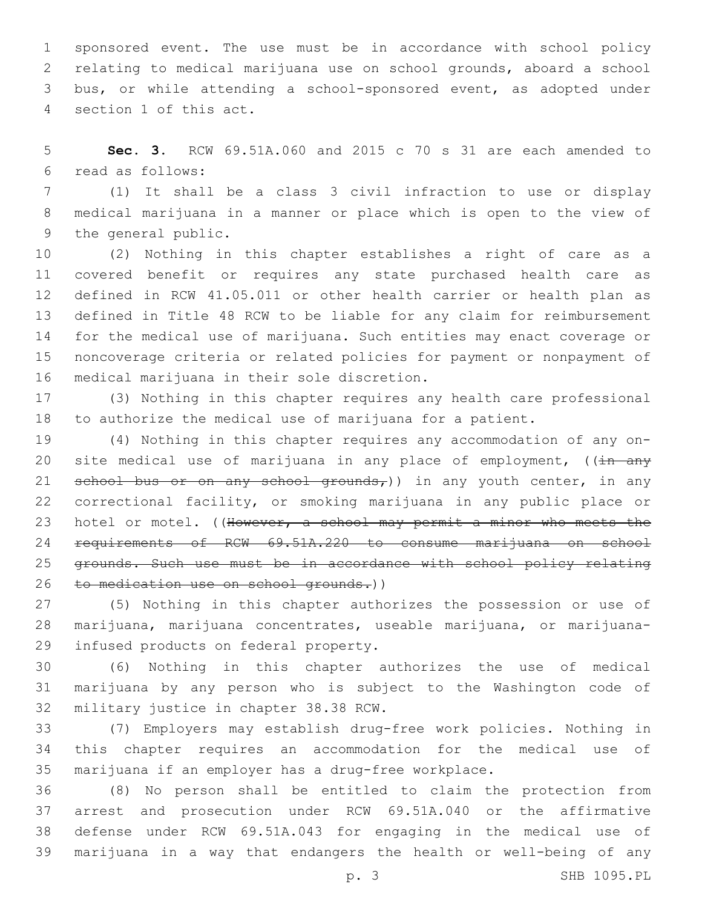sponsored event. The use must be in accordance with school policy relating to medical marijuana use on school grounds, aboard a school bus, or while attending a school-sponsored event, as adopted under section 1 of this act.

**Sec. 3.** RCW 69.51A.060 and 2015 c 70 s 31 are each amended to read as follows:

(1) It shall be a class 3 civil infraction to use or display medical marijuana in a manner or place which is open to the view of the general public.

(2) Nothing in this chapter establishes a right of care as a covered benefit or requires any state purchased health care as defined in RCW 41.05.011 or other health carrier or health plan as defined in Title 48 RCW to be liable for any claim for reimbursement for the medical use of marijuana. Such entities may enact coverage or noncoverage criteria or related policies for payment or nonpayment of medical marijuana in their sole discretion.

(3) Nothing in this chapter requires any health care professional to authorize the medical use of marijuana for a patient.

(4) Nothing in this chapter requires any accommodation of any on-site medical use of marijuana in any place of employment, ((~~in any school bus or on any school grounds,~~)) in any youth center, in any correctional facility, or smoking marijuana in any public place or hotel or motel. ((~~However, a school may permit a minor who meets the requirements of RCW 69.51A.220 to consume marijuana on school grounds. Such use must be in accordance with school policy relating to medication use on school grounds.~~))

(5) Nothing in this chapter authorizes the possession or use of marijuana, marijuana concentrates, useable marijuana, or marijuana-infused products on federal property.

(6) Nothing in this chapter authorizes the use of medical marijuana by any person who is subject to the Washington code of military justice in chapter 38.38 RCW.

(7) Employers may establish drug-free work policies. Nothing in this chapter requires an accommodation for the medical use of marijuana if an employer has a drug-free workplace.

(8) No person shall be entitled to claim the protection from arrest and prosecution under RCW 69.51A.040 or the affirmative defense under RCW 69.51A.043 for engaging in the medical use of marijuana in a way that endangers the health or well-being of any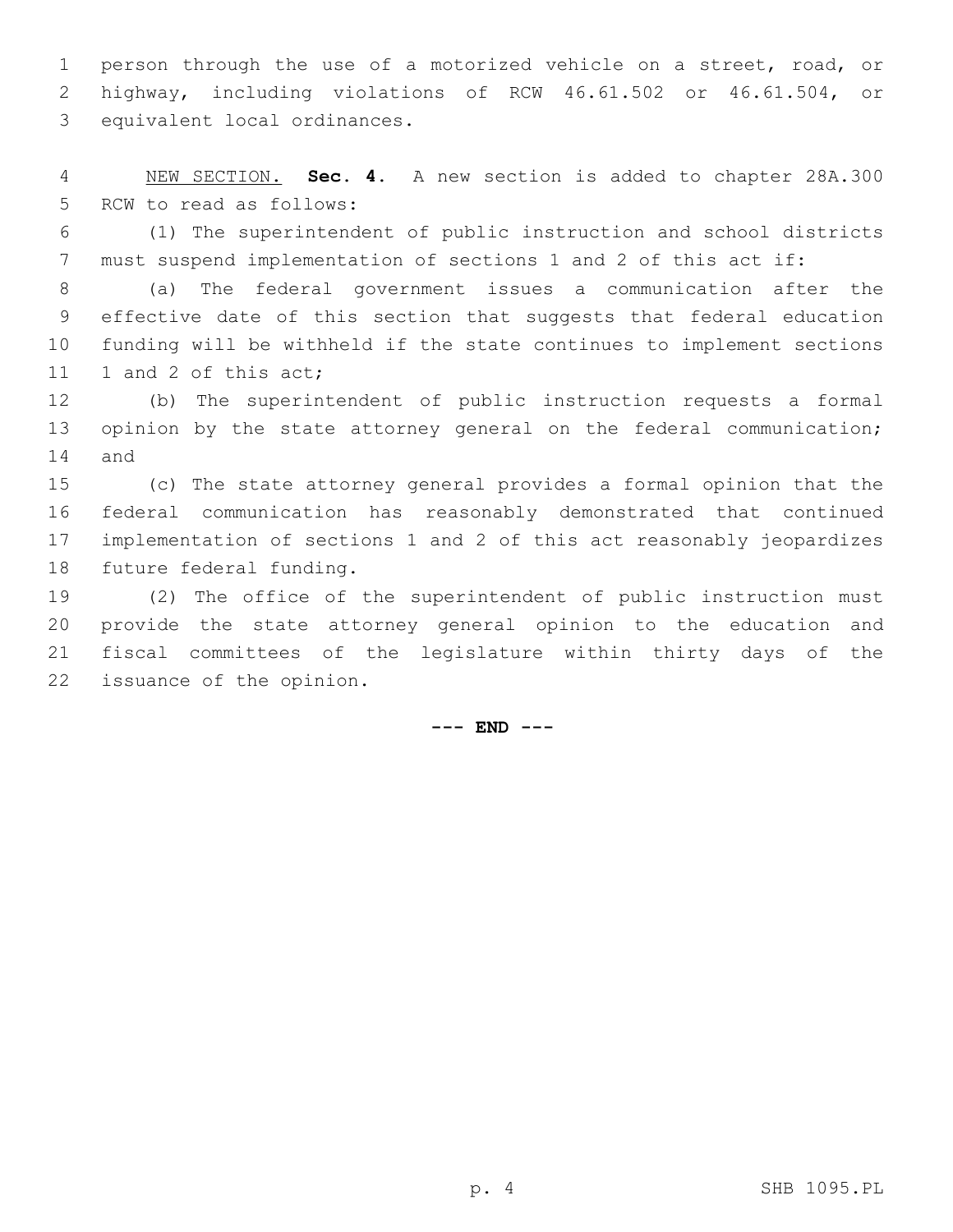person through the use of a motorized vehicle on a street, road, or highway, including violations of RCW 46.61.502 or 46.61.504, or equivalent local ordinances.

NEW SECTION. **Sec. 4.** A new section is added to chapter 28A.300 RCW to read as follows:

(1) The superintendent of public instruction and school districts must suspend implementation of sections 1 and 2 of this act if:

(a) The federal government issues a communication after the effective date of this section that suggests that federal education funding will be withheld if the state continues to implement sections 1 and 2 of this act;

(b) The superintendent of public instruction requests a formal opinion by the state attorney general on the federal communication; and

(c) The state attorney general provides a formal opinion that the federal communication has reasonably demonstrated that continued implementation of sections 1 and 2 of this act reasonably jeopardizes future federal funding.

(2) The office of the superintendent of public instruction must provide the state attorney general opinion to the education and fiscal committees of the legislature within thirty days of the issuance of the opinion.

**--- END ---**